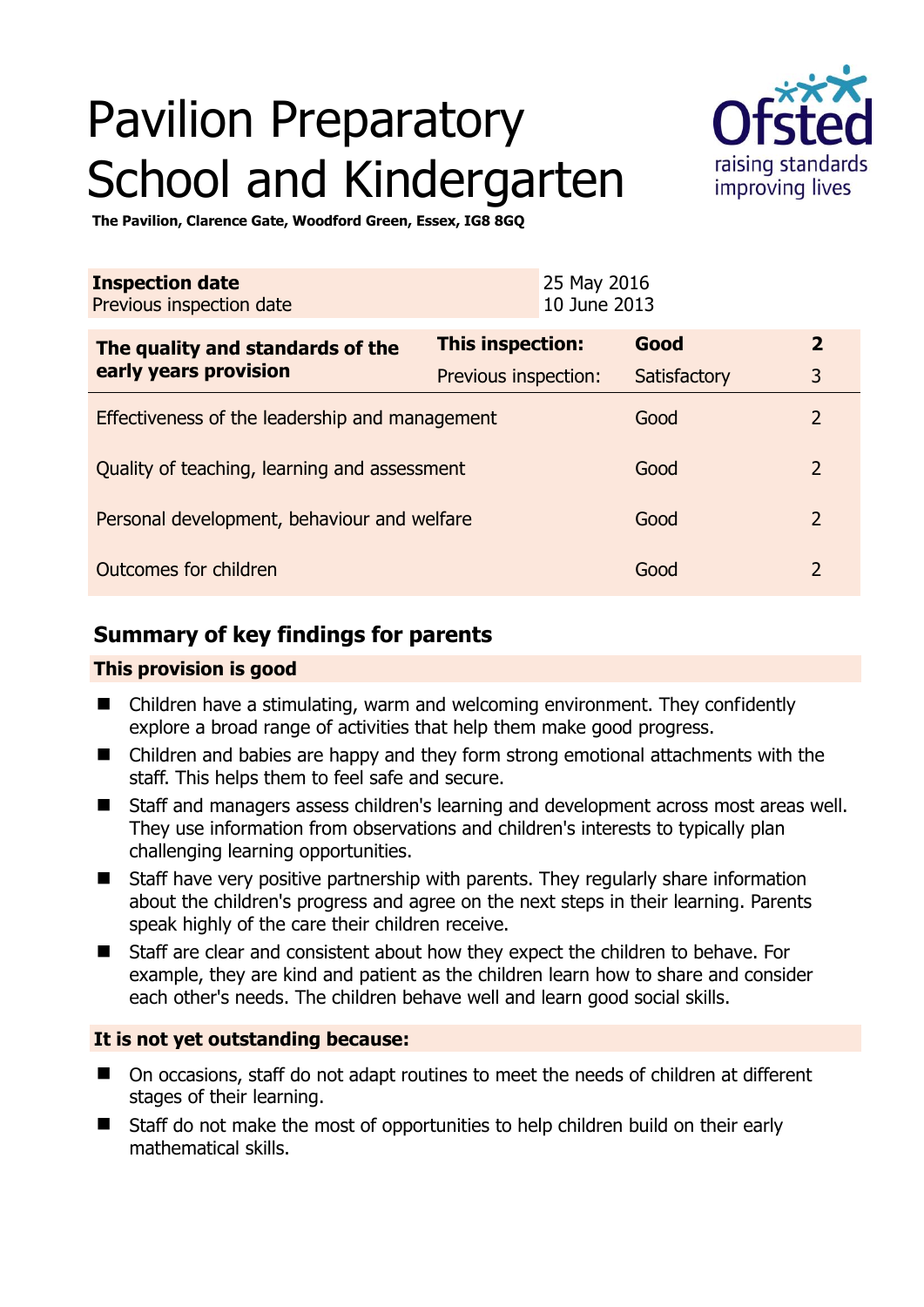# Pavilion Preparatory School and Kindergarten

**The Pavilion, Clarence Gate, Woodford Green, Essex, IG8 8GQ**

| **Inspection date** | 25 May 2016 |
|---|---|
| Previous inspection date | 10 June 2013 |

| **The quality and standards of the early years provision** | **This inspection:** | **Good** | **2** |
|---|---|---|---|
| | Previous inspection: | Satisfactory | 3 |
| Effectiveness of the leadership and management | | Good | 2 |
| Quality of teaching, learning and assessment | | Good | 2 |
| Personal development, behaviour and welfare | | Good | 2 |
| Outcomes for children | | Good | 2 |

## Summary of key findings for parents

**This provision is good**

- Children have a stimulating, warm and welcoming environment. They confidently explore a broad range of activities that help them make good progress.
- Children and babies are happy and they form strong emotional attachments with the staff. This helps them to feel safe and secure.
- Staff and managers assess children's learning and development across most areas well. They use information from observations and children's interests to typically plan challenging learning opportunities.
- Staff have very positive partnership with parents. They regularly share information about the children's progress and agree on the next steps in their learning. Parents speak highly of the care their children receive.
- Staff are clear and consistent about how they expect the children to behave. For example, they are kind and patient as the children learn how to share and consider each other's needs. The children behave well and learn good social skills.

**It is not yet outstanding because:**

- On occasions, staff do not adapt routines to meet the needs of children at different stages of their learning.
- Staff do not make the most of opportunities to help children build on their early mathematical skills.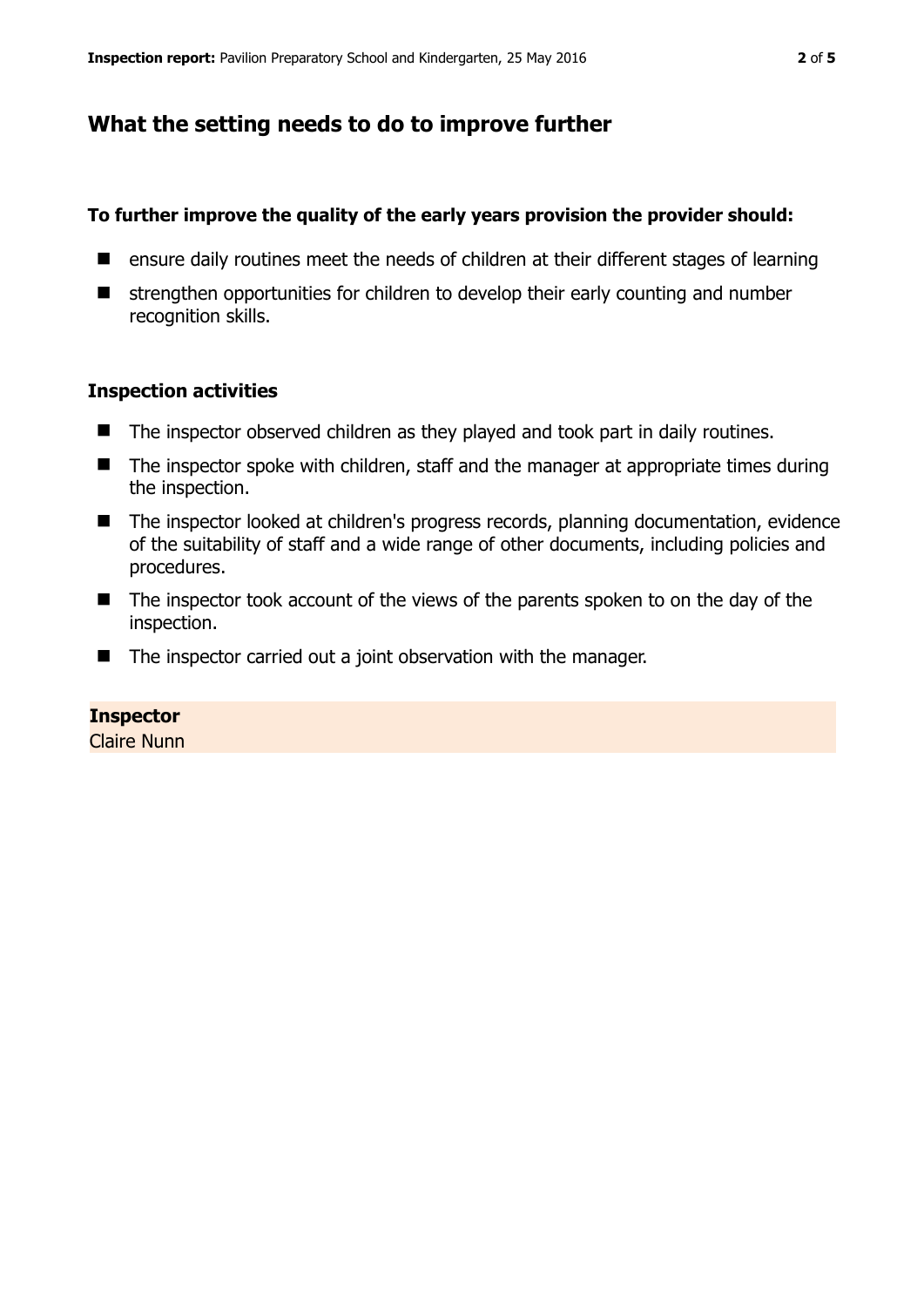## What the setting needs to do to improve further

**To further improve the quality of the early years provision the provider should:**

- ensure daily routines meet the needs of children at their different stages of learning
- strengthen opportunities for children to develop their early counting and number recognition skills.

### Inspection activities

- The inspector observed children as they played and took part in daily routines.
- The inspector spoke with children, staff and the manager at appropriate times during the inspection.
- The inspector looked at children's progress records, planning documentation, evidence of the suitability of staff and a wide range of other documents, including policies and procedures.
- The inspector took account of the views of the parents spoken to on the day of the inspection.
- The inspector carried out a joint observation with the manager.

**Inspector**
Claire Nunn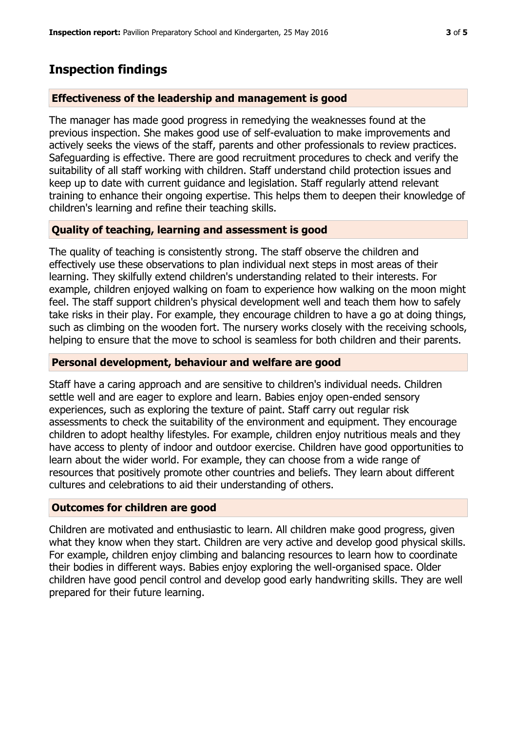## Inspection findings

### Effectiveness of the leadership and management is good

The manager has made good progress in remedying the weaknesses found at the previous inspection. She makes good use of self-evaluation to make improvements and actively seeks the views of the staff, parents and other professionals to review practices. Safeguarding is effective. There are good recruitment procedures to check and verify the suitability of all staff working with children. Staff understand child protection issues and keep up to date with current guidance and legislation. Staff regularly attend relevant training to enhance their ongoing expertise. This helps them to deepen their knowledge of children's learning and refine their teaching skills.

### Quality of teaching, learning and assessment is good

The quality of teaching is consistently strong. The staff observe the children and effectively use these observations to plan individual next steps in most areas of their learning. They skilfully extend children's understanding related to their interests. For example, children enjoyed walking on foam to experience how walking on the moon might feel. The staff support children's physical development well and teach them how to safely take risks in their play. For example, they encourage children to have a go at doing things, such as climbing on the wooden fort. The nursery works closely with the receiving schools, helping to ensure that the move to school is seamless for both children and their parents.

### Personal development, behaviour and welfare are good

Staff have a caring approach and are sensitive to children's individual needs. Children settle well and are eager to explore and learn. Babies enjoy open-ended sensory experiences, such as exploring the texture of paint. Staff carry out regular risk assessments to check the suitability of the environment and equipment. They encourage children to adopt healthy lifestyles. For example, children enjoy nutritious meals and they have access to plenty of indoor and outdoor exercise. Children have good opportunities to learn about the wider world. For example, they can choose from a wide range of resources that positively promote other countries and beliefs. They learn about different cultures and celebrations to aid their understanding of others.

### Outcomes for children are good

Children are motivated and enthusiastic to learn. All children make good progress, given what they know when they start. Children are very active and develop good physical skills. For example, children enjoy climbing and balancing resources to learn how to coordinate their bodies in different ways. Babies enjoy exploring the well-organised space. Older children have good pencil control and develop good early handwriting skills. They are well prepared for their future learning.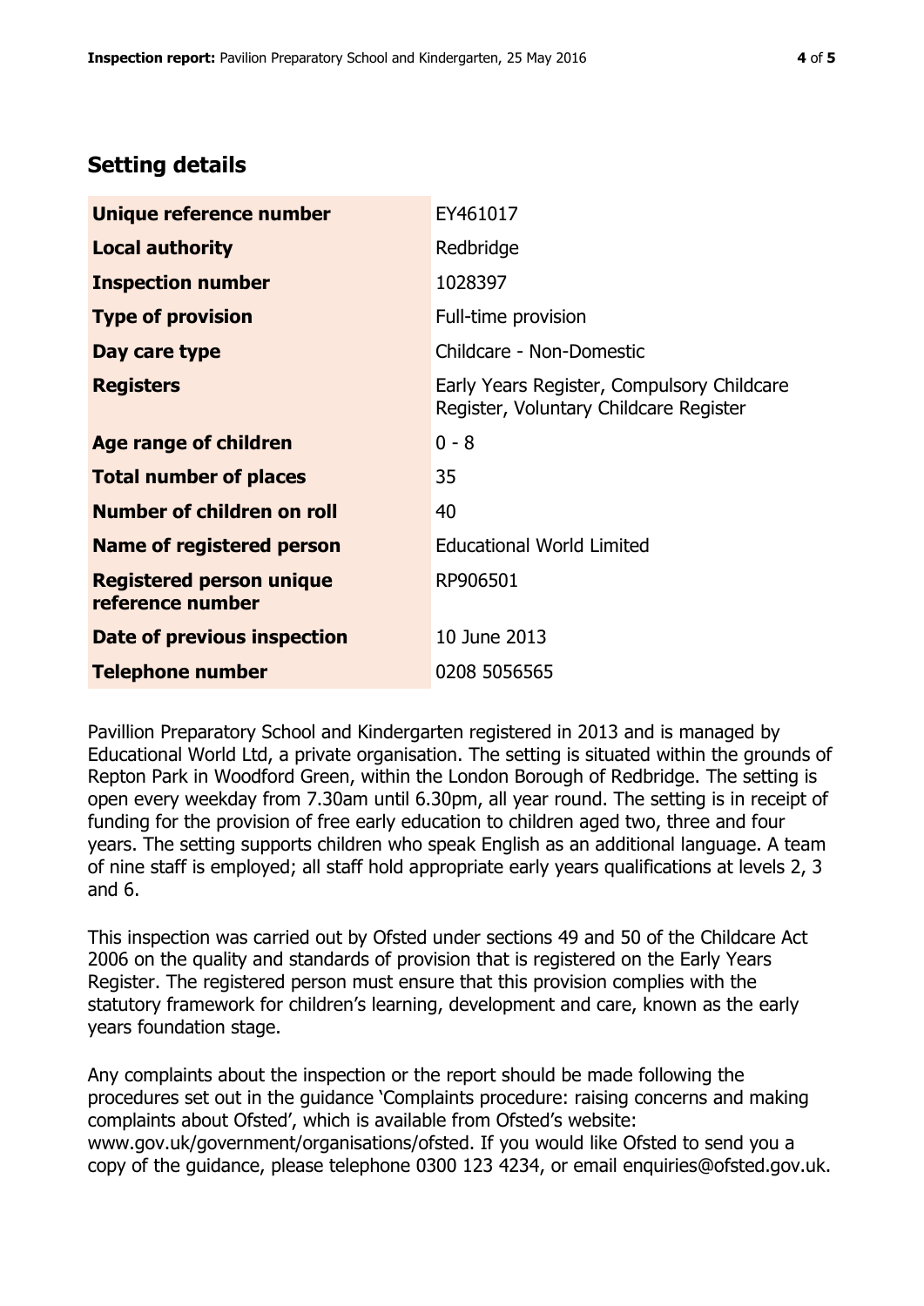## Setting details

| | |
|---|---|
| **Unique reference number** | EY461017 |
| **Local authority** | Redbridge |
| **Inspection number** | 1028397 |
| **Type of provision** | Full-time provision |
| **Day care type** | Childcare - Non-Domestic |
| **Registers** | Early Years Register, Compulsory Childcare Register, Voluntary Childcare Register |
| **Age range of children** | 0 - 8 |
| **Total number of places** | 35 |
| **Number of children on roll** | 40 |
| **Name of registered person** | Educational World Limited |
| **Registered person unique reference number** | RP906501 |
| **Date of previous inspection** | 10 June 2013 |
| **Telephone number** | 0208 5056565 |

Pavillion Preparatory School and Kindergarten registered in 2013 and is managed by Educational World Ltd, a private organisation. The setting is situated within the grounds of Repton Park in Woodford Green, within the London Borough of Redbridge. The setting is open every weekday from 7.30am until 6.30pm, all year round. The setting is in receipt of funding for the provision of free early education to children aged two, three and four years. The setting supports children who speak English as an additional language. A team of nine staff is employed; all staff hold appropriate early years qualifications at levels 2, 3 and 6.

This inspection was carried out by Ofsted under sections 49 and 50 of the Childcare Act 2006 on the quality and standards of provision that is registered on the Early Years Register. The registered person must ensure that this provision complies with the statutory framework for children's learning, development and care, known as the early years foundation stage.

Any complaints about the inspection or the report should be made following the procedures set out in the guidance 'Complaints procedure: raising concerns and making complaints about Ofsted', which is available from Ofsted's website: www.gov.uk/government/organisations/ofsted. If you would like Ofsted to send you a copy of the guidance, please telephone 0300 123 4234, or email enquiries@ofsted.gov.uk.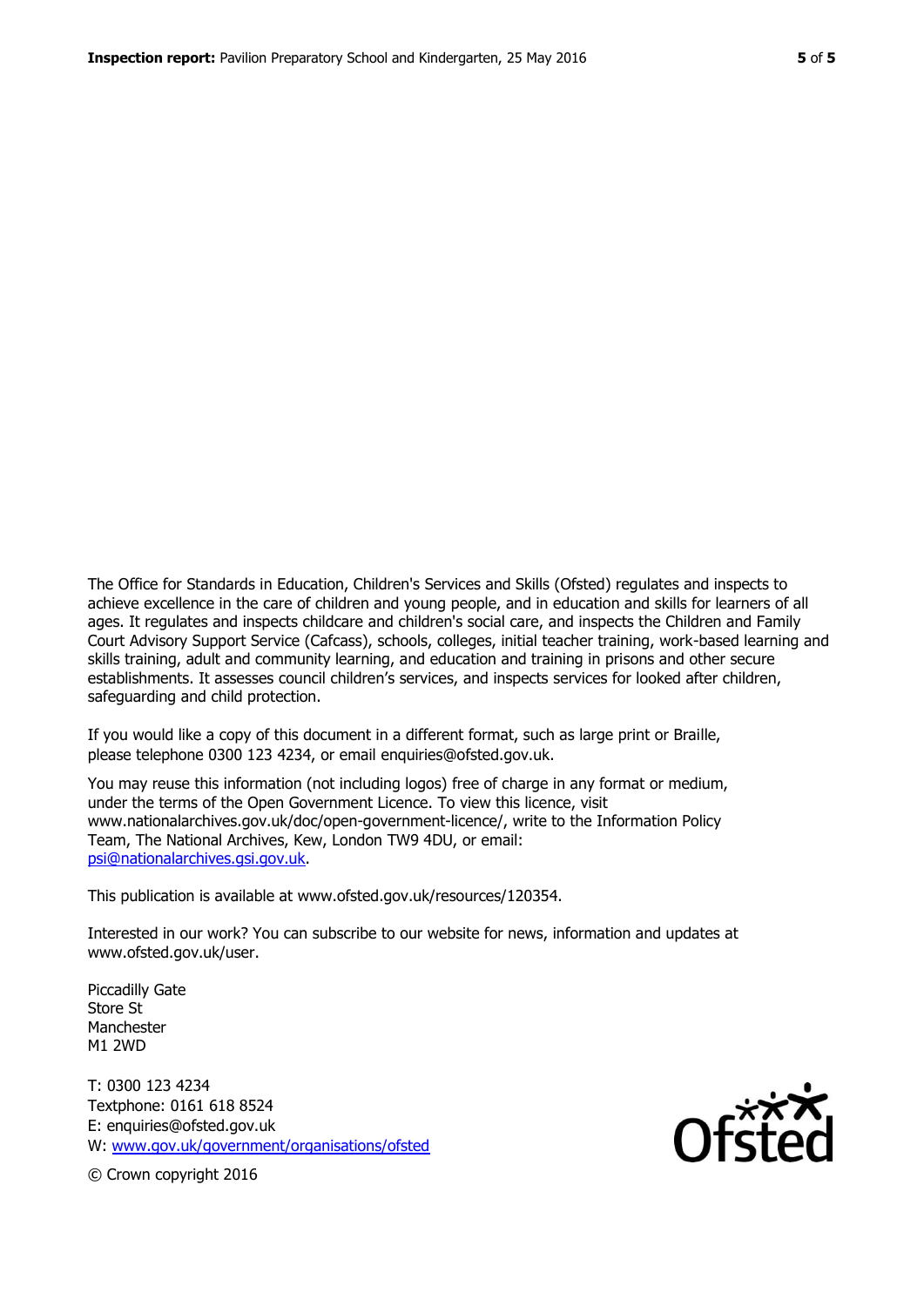The Office for Standards in Education, Children's Services and Skills (Ofsted) regulates and inspects to achieve excellence in the care of children and young people, and in education and skills for learners of all ages. It regulates and inspects childcare and children's social care, and inspects the Children and Family Court Advisory Support Service (Cafcass), schools, colleges, initial teacher training, work-based learning and skills training, adult and community learning, and education and training in prisons and other secure establishments. It assesses council children's services, and inspects services for looked after children, safeguarding and child protection.

If you would like a copy of this document in a different format, such as large print or Braille, please telephone 0300 123 4234, or email enquiries@ofsted.gov.uk.

You may reuse this information (not including logos) free of charge in any format or medium, under the terms of the Open Government Licence. To view this licence, visit www.nationalarchives.gov.uk/doc/open-government-licence/, write to the Information Policy Team, The National Archives, Kew, London TW9 4DU, or email: psi@nationalarchives.gsi.gov.uk.

This publication is available at www.ofsted.gov.uk/resources/120354.

Interested in our work? You can subscribe to our website for news, information and updates at www.ofsted.gov.uk/user.

Piccadilly Gate
Store St
Manchester
M1 2WD

T: 0300 123 4234
Textphone: 0161 618 8524
E: enquiries@ofsted.gov.uk
W: www.gov.uk/government/organisations/ofsted

© Crown copyright 2016